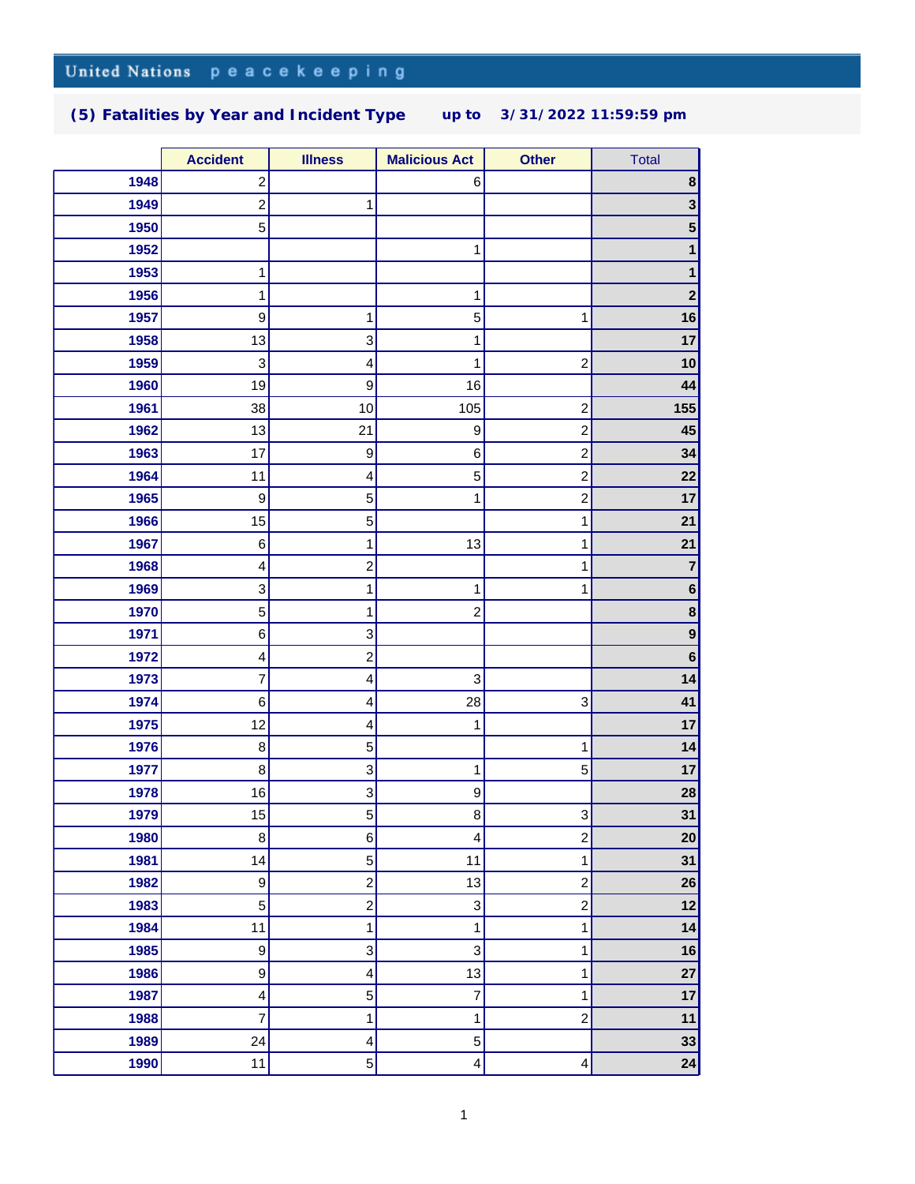United Nations peacekeeping

## (5) Fatalities by Year and Incident Type up to 3/31/2022 11:59:59 pm

| | Accident | Illness | Malicious Act | Other | Total |
|---|---|---|---|---|---|
| **1948** | 2 | | 6 | | **8** |
| **1949** | 2 | 1 | | | **3** |
| **1950** | 5 | | | | **5** |
| **1952** | | | 1 | | **1** |
| **1953** | 1 | | | | **1** |
| **1956** | 1 | | 1 | | **2** |
| **1957** | 9 | 1 | 5 | 1 | **16** |
| **1958** | 13 | 3 | 1 | | **17** |
| **1959** | 3 | 4 | 1 | 2 | **10** |
| **1960** | 19 | 9 | 16 | | **44** |
| **1961** | 38 | 10 | 105 | 2 | **155** |
| **1962** | 13 | 21 | 9 | 2 | **45** |
| **1963** | 17 | 9 | 6 | 2 | **34** |
| **1964** | 11 | 4 | 5 | 2 | **22** |
| **1965** | 9 | 5 | 1 | 2 | **17** |
| **1966** | 15 | 5 | | 1 | **21** |
| **1967** | 6 | 1 | 13 | 1 | **21** |
| **1968** | 4 | 2 | | 1 | **7** |
| **1969** | 3 | 1 | 1 | 1 | **6** |
| **1970** | 5 | 1 | 2 | | **8** |
| **1971** | 6 | 3 | | | **9** |
| **1972** | 4 | 2 | | | **6** |
| **1973** | 7 | 4 | 3 | | **14** |
| **1974** | 6 | 4 | 28 | 3 | **41** |
| **1975** | 12 | 4 | 1 | | **17** |
| **1976** | 8 | 5 | | 1 | **14** |
| **1977** | 8 | 3 | 1 | 5 | **17** |
| **1978** | 16 | 3 | 9 | | **28** |
| **1979** | 15 | 5 | 8 | 3 | **31** |
| **1980** | 8 | 6 | 4 | 2 | **20** |
| **1981** | 14 | 5 | 11 | 1 | **31** |
| **1982** | 9 | 2 | 13 | 2 | **26** |
| **1983** | 5 | 2 | 3 | 2 | **12** |
| **1984** | 11 | 1 | 1 | 1 | **14** |
| **1985** | 9 | 3 | 3 | 1 | **16** |
| **1986** | 9 | 4 | 13 | 1 | **27** |
| **1987** | 4 | 5 | 7 | 1 | **17** |
| **1988** | 7 | 1 | 1 | 2 | **11** |
| **1989** | 24 | 4 | 5 | | **33** |
| **1990** | 11 | 5 | 4 | 4 | **24** |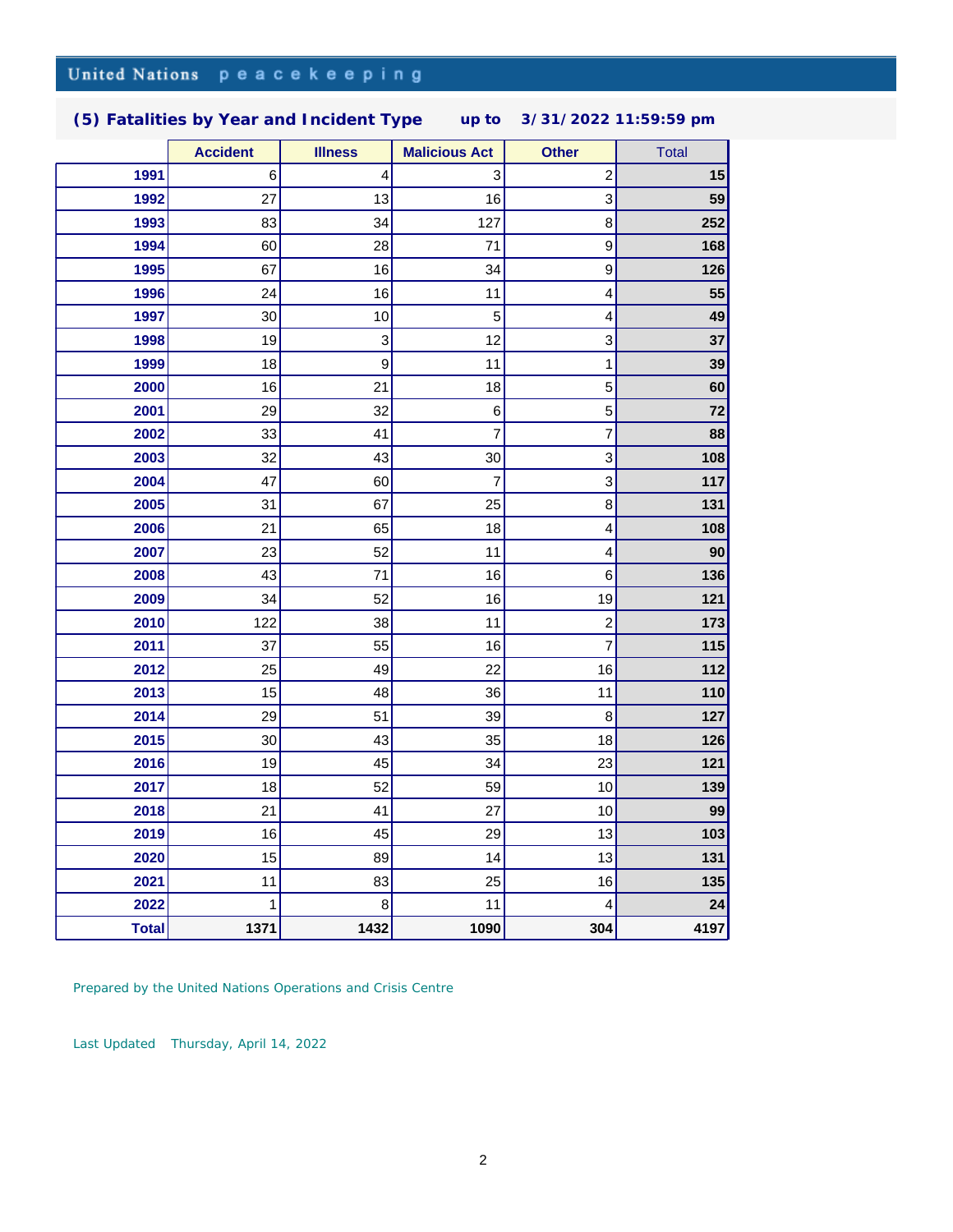United Nations peacekeeping

## (5) Fatalities by Year and Incident Type up to 3/31/2022 11:59:59 pm

| | Accident | Illness | Malicious Act | Other | Total |
|---|---|---|---|---|---|
| **1991** | 6 | 4 | 3 | 2 | **15** |
| **1992** | 27 | 13 | 16 | 3 | **59** |
| **1993** | 83 | 34 | 127 | 8 | **252** |
| **1994** | 60 | 28 | 71 | 9 | **168** |
| **1995** | 67 | 16 | 34 | 9 | **126** |
| **1996** | 24 | 16 | 11 | 4 | **55** |
| **1997** | 30 | 10 | 5 | 4 | **49** |
| **1998** | 19 | 3 | 12 | 3 | **37** |
| **1999** | 18 | 9 | 11 | 1 | **39** |
| **2000** | 16 | 21 | 18 | 5 | **60** |
| **2001** | 29 | 32 | 6 | 5 | **72** |
| **2002** | 33 | 41 | 7 | 7 | **88** |
| **2003** | 32 | 43 | 30 | 3 | **108** |
| **2004** | 47 | 60 | 7 | 3 | **117** |
| **2005** | 31 | 67 | 25 | 8 | **131** |
| **2006** | 21 | 65 | 18 | 4 | **108** |
| **2007** | 23 | 52 | 11 | 4 | **90** |
| **2008** | 43 | 71 | 16 | 6 | **136** |
| **2009** | 34 | 52 | 16 | 19 | **121** |
| **2010** | 122 | 38 | 11 | 2 | **173** |
| **2011** | 37 | 55 | 16 | 7 | **115** |
| **2012** | 25 | 49 | 22 | 16 | **112** |
| **2013** | 15 | 48 | 36 | 11 | **110** |
| **2014** | 29 | 51 | 39 | 8 | **127** |
| **2015** | 30 | 43 | 35 | 18 | **126** |
| **2016** | 19 | 45 | 34 | 23 | **121** |
| **2017** | 18 | 52 | 59 | 10 | **139** |
| **2018** | 21 | 41 | 27 | 10 | **99** |
| **2019** | 16 | 45 | 29 | 13 | **103** |
| **2020** | 15 | 89 | 14 | 13 | **131** |
| **2021** | 11 | 83 | 25 | 16 | **135** |
| **2022** | 1 | 8 | 11 | 4 | **24** |
| **Total** | **1371** | **1432** | **1090** | **304** | **4197** |

Prepared by the United Nations Operations and Crisis Centre

Last Updated Thursday, April 14, 2022